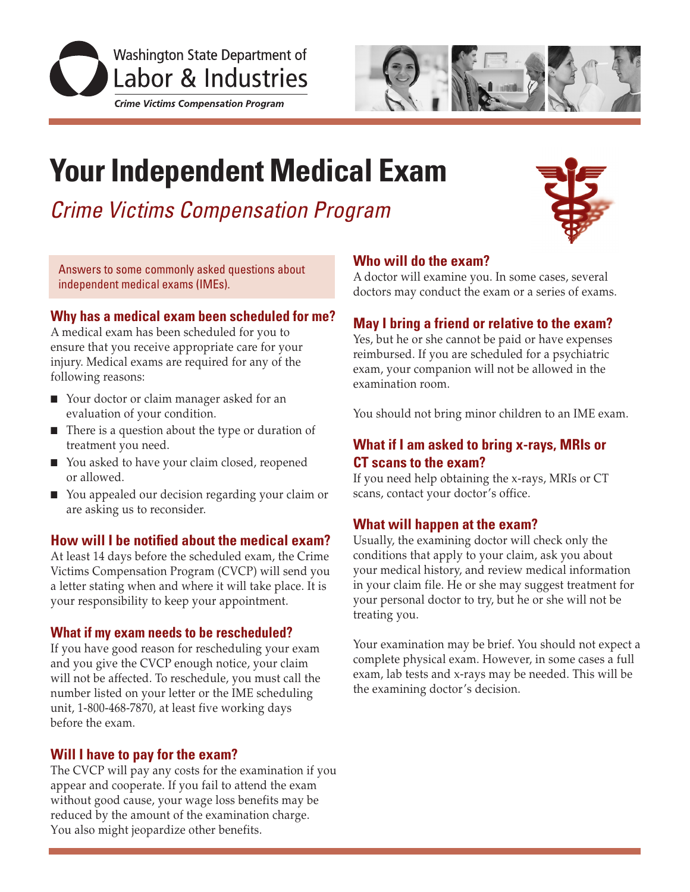Washington State Department of Labor & Industries

*Crime Victims Compensation Program*

# Your Independent Medical Exam

*Crime Victims Compensation Program*

Answers to some commonly asked questions about independent medical exams (IMEs).

## Why has a medical exam been scheduled for me?

A medical exam has been scheduled for you to ensure that you receive appropriate care for your injury. Medical exams are required for any of the following reasons:

- Your doctor or claim manager asked for an evaluation of your condition.
- There is a question about the type or duration of treatment you need.
- You asked to have your claim closed, reopened or allowed.
- You appealed our decision regarding your claim or are asking us to reconsider.

## How will I be notified about the medical exam?

At least 14 days before the scheduled exam, the Crime Victims Compensation Program (CVCP) will send you a letter stating when and where it will take place. It is your responsibility to keep your appointment.

## What if my exam needs to be rescheduled?

If you have good reason for rescheduling your exam and you give the CVCP enough notice, your claim will not be affected. To reschedule, you must call the number listed on your letter or the IME scheduling unit, 1-800-468-7870, at least five working days before the exam.

## Will I have to pay for the exam?

The CVCP will pay any costs for the examination if you appear and cooperate. If you fail to attend the exam without good cause, your wage loss benefits may be reduced by the amount of the examination charge. You also might jeopardize other benefits.

## Who will do the exam?

A doctor will examine you. In some cases, several doctors may conduct the exam or a series of exams.

## May I bring a friend or relative to the exam?

Yes, but he or she cannot be paid or have expenses reimbursed. If you are scheduled for a psychiatric exam, your companion will not be allowed in the examination room.

You should not bring minor children to an IME exam.

## What if I am asked to bring x-rays, MRIs or CT scans to the exam?

If you need help obtaining the x-rays, MRIs or CT scans, contact your doctor's office.

## What will happen at the exam?

Usually, the examining doctor will check only the conditions that apply to your claim, ask you about your medical history, and review medical information in your claim file. He or she may suggest treatment for your personal doctor to try, but he or she will not be treating you.

Your examination may be brief. You should not expect a complete physical exam. However, in some cases a full exam, lab tests and x-rays may be needed. This will be the examining doctor's decision.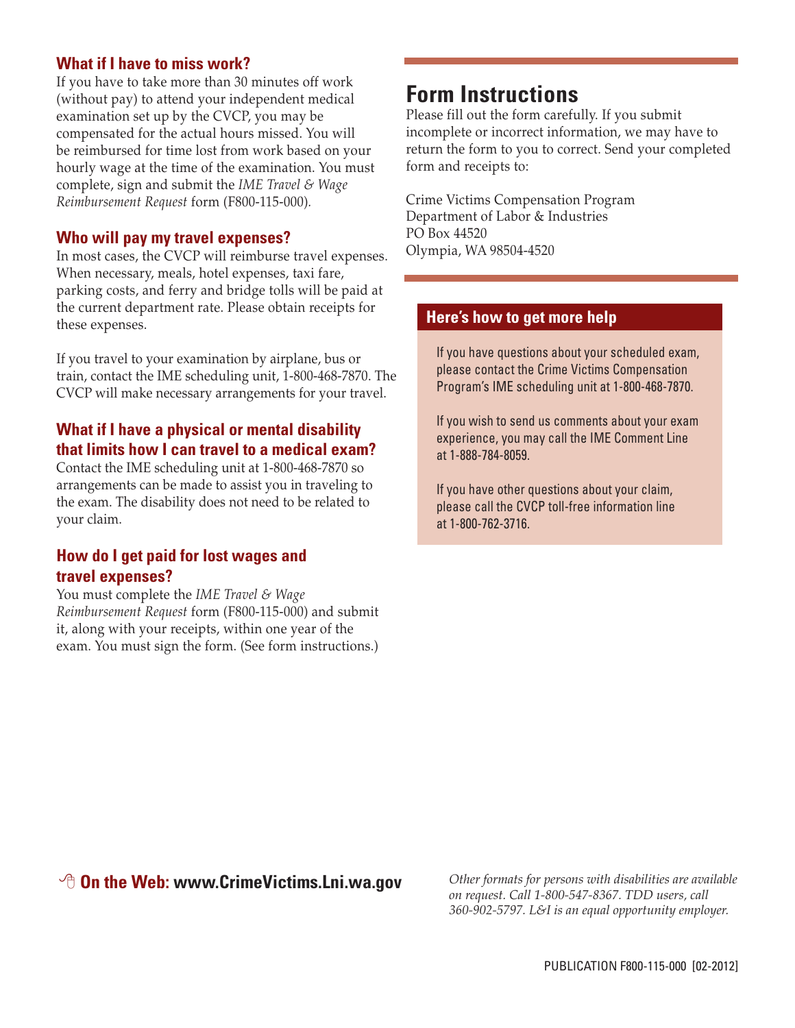### What if I have to miss work?

If you have to take more than 30 minutes off work (without pay) to attend your independent medical examination set up by the CVCP, you may be compensated for the actual hours missed. You will be reimbursed for time lost from work based on your hourly wage at the time of the examination. You must complete, sign and submit the *IME Travel & Wage Reimbursement Request* form (F800-115-000).

### Who will pay my travel expenses?

In most cases, the CVCP will reimburse travel expenses. When necessary, meals, hotel expenses, taxi fare, parking costs, and ferry and bridge tolls will be paid at the current department rate. Please obtain receipts for these expenses.

If you travel to your examination by airplane, bus or train, contact the IME scheduling unit, 1-800-468-7870. The CVCP will make necessary arrangements for your travel.

### What if I have a physical or mental disability that limits how I can travel to a medical exam?

Contact the IME scheduling unit at 1-800-468-7870 so arrangements can be made to assist you in traveling to the exam. The disability does not need to be related to your claim.

### How do I get paid for lost wages and travel expenses?

You must complete the *IME Travel & Wage Reimbursement Request* form (F800-115-000) and submit it, along with your receipts, within one year of the exam. You must sign the form. (See form instructions.)

## Form Instructions

Please fill out the form carefully. If you submit incomplete or incorrect information, we may have to return the form to you to correct. Send your completed form and receipts to:

Crime Victims Compensation Program
Department of Labor & Industries
PO Box 44520
Olympia, WA 98504-4520

### Here's how to get more help

If you have questions about your scheduled exam, please contact the Crime Victims Compensation Program's IME scheduling unit at 1-800-468-7870.

If you wish to send us comments about your exam experience, you may call the IME Comment Line at 1-888-784-8059.

If you have other questions about your claim, please call the CVCP toll-free information line at 1-800-762-3716.

**On the Web: www.CrimeVictims.Lni.wa.gov**

*Other formats for persons with disabilities are available on request. Call 1-800-547-8367. TDD users, call 360-902-5797. L&I is an equal opportunity employer.*

PUBLICATION F800-115-000 [02-2012]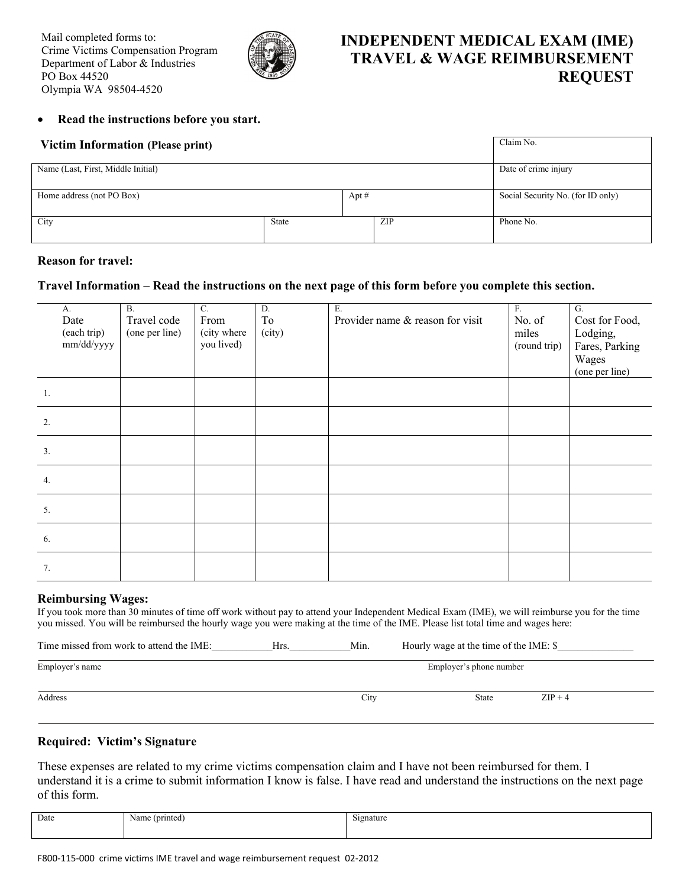Mail completed forms to:
Crime Victims Compensation Program
Department of Labor & Industries
PO Box 44520
Olympia WA 98504-4520

# INDEPENDENT MEDICAL EXAM (IME) TRAVEL & WAGE REIMBURSEMENT REQUEST

- **Read the instructions before you start.**

## Victim Information (Please print)

| | | | | Claim No. |
|---|---|---|---|---|
| Name (Last, First, Middle Initial) | | | | Date of crime injury |
| Home address (not PO Box) | | Apt # | | Social Security No. (for ID only) |
| City | State | | ZIP | Phone No. |

**Reason for travel:**

**Travel Information – Read the instructions on the next page of this form before you complete this section.**

| A. Date (each trip) mm/dd/yyyy | B. Travel code (one per line) | C. From (city where you lived) | D. To (city) | E. Provider name & reason for visit | F. No. of miles (round trip) | G. Cost for Food, Lodging, Fares, Parking Wages (one per line) |
|---|---|---|---|---|---|---|
| 1. | | | | | | |
| 2. | | | | | | |
| 3. | | | | | | |
| 4. | | | | | | |
| 5. | | | | | | |
| 6. | | | | | | |
| 7. | | | | | | |

## Reimbursing Wages:

If you took more than 30 minutes of time off work without pay to attend your Independent Medical Exam (IME), we will reimburse you for the time you missed. You will be reimbursed the hourly wage you were making at the time of the IME. Please list total time and wages here:

Time missed from work to attend the IME:___________Hrs.___________Min. Hourly wage at the time of the IME: $_______________

Employer's name Employer's phone number

Address City State ZIP + 4

## Required: Victim's Signature

These expenses are related to my crime victims compensation claim and I have not been reimbursed for them. I understand it is a crime to submit information I know is false. I have read and understand the instructions on the next page of this form.

| Date | Name (printed) | Signature |
|---|---|---|
| | | |

F800-115-000 crime victims IME travel and wage reimbursement request 02-2012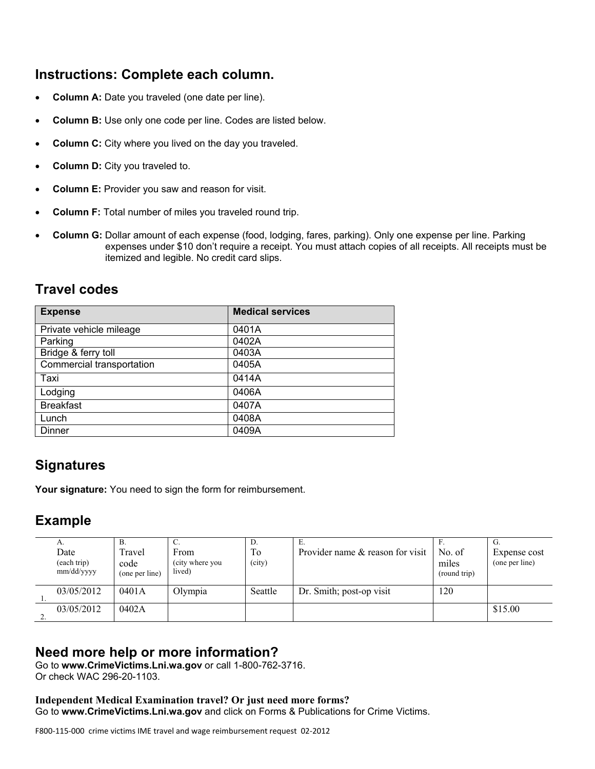## Instructions: Complete each column.

- **Column A:** Date you traveled (one date per line).
- **Column B:** Use only one code per line. Codes are listed below.
- **Column C:** City where you lived on the day you traveled.
- **Column D:** City you traveled to.
- **Column E:** Provider you saw and reason for visit.
- **Column F:** Total number of miles you traveled round trip.
- **Column G:** Dollar amount of each expense (food, lodging, fares, parking). Only one expense per line. Parking expenses under $10 don't require a receipt. You must attach copies of all receipts. All receipts must be itemized and legible. No credit card slips.

## Travel codes

| Expense | Medical services |
|---|---|
| Private vehicle mileage | 0401A |
| Parking | 0402A |
| Bridge & ferry toll | 0403A |
| Commercial transportation | 0405A |
| Taxi | 0414A |
| Lodging | 0406A |
| Breakfast | 0407A |
| Lunch | 0408A |
| Dinner | 0409A |

## Signatures

**Your signature:** You need to sign the form for reimbursement.

## Example

| | A. Date (each trip) mm/dd/yyyy | B. Travel code (one per line) | C. From (city where you lived) | D. To (city) | E. Provider name & reason for visit | F. No. of miles (round trip) | G. Expense cost (one per line) |
|---|---|---|---|---|---|---|---|
| 1. | 03/05/2012 | 0401A | Olympia | Seattle | Dr. Smith; post-op visit | 120 | |
| 2. | 03/05/2012 | 0402A | | | | | $15.00 |

## Need more help or more information?

Go to **www.CrimeVictims.Lni.wa.gov** or call 1-800-762-3716.
Or check WAC 296-20-1103.

**Independent Medical Examination travel? Or just need more forms?**
Go to **www.CrimeVictims.Lni.wa.gov** and click on Forms & Publications for Crime Victims.

F800-115-000 crime victims IME travel and wage reimbursement request 02-2012